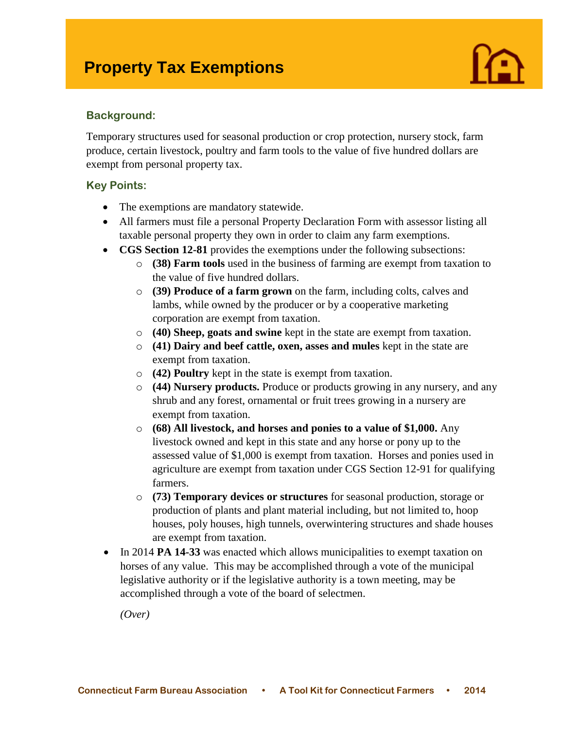# Property Tax Exemptions

## Background:

Temporary structures used for seasonal production or crop protection, nursery stock, farm produce, certain livestock, poultry and farm tools to the value of five hundred dollars are exempt from personal property tax.

## Key Points:

- The exemptions are mandatory statewide.
- All farmers must file a personal Property Declaration Form with assessor listing all taxable personal property they own in order to claim any farm exemptions.
- **CGS Section 12-81** provides the exemptions under the following subsections:
  - **(38) Farm tools** used in the business of farming are exempt from taxation to the value of five hundred dollars.
  - **(39) Produce of a farm grown** on the farm, including colts, calves and lambs, while owned by the producer or by a cooperative marketing corporation are exempt from taxation.
  - **(40) Sheep, goats and swine** kept in the state are exempt from taxation.
  - **(41) Dairy and beef cattle, oxen, asses and mules** kept in the state are exempt from taxation.
  - **(42) Poultry** kept in the state is exempt from taxation.
  - **(44) Nursery products.** Produce or products growing in any nursery, and any shrub and any forest, ornamental or fruit trees growing in a nursery are exempt from taxation.
  - **(68) All livestock, and horses and ponies to a value of $1,000.** Any livestock owned and kept in this state and any horse or pony up to the assessed value of $1,000 is exempt from taxation. Horses and ponies used in agriculture are exempt from taxation under CGS Section 12-91 for qualifying farmers.
  - **(73) Temporary devices or structures** for seasonal production, storage or production of plants and plant material including, but not limited to, hoop houses, poly houses, high tunnels, overwintering structures and shade houses are exempt from taxation.
- In 2014 **PA 14-33** was enacted which allows municipalities to exempt taxation on horses of any value. This may be accomplished through a vote of the municipal legislative authority or if the legislative authority is a town meeting, may be accomplished through a vote of the board of selectmen.

*(Over)*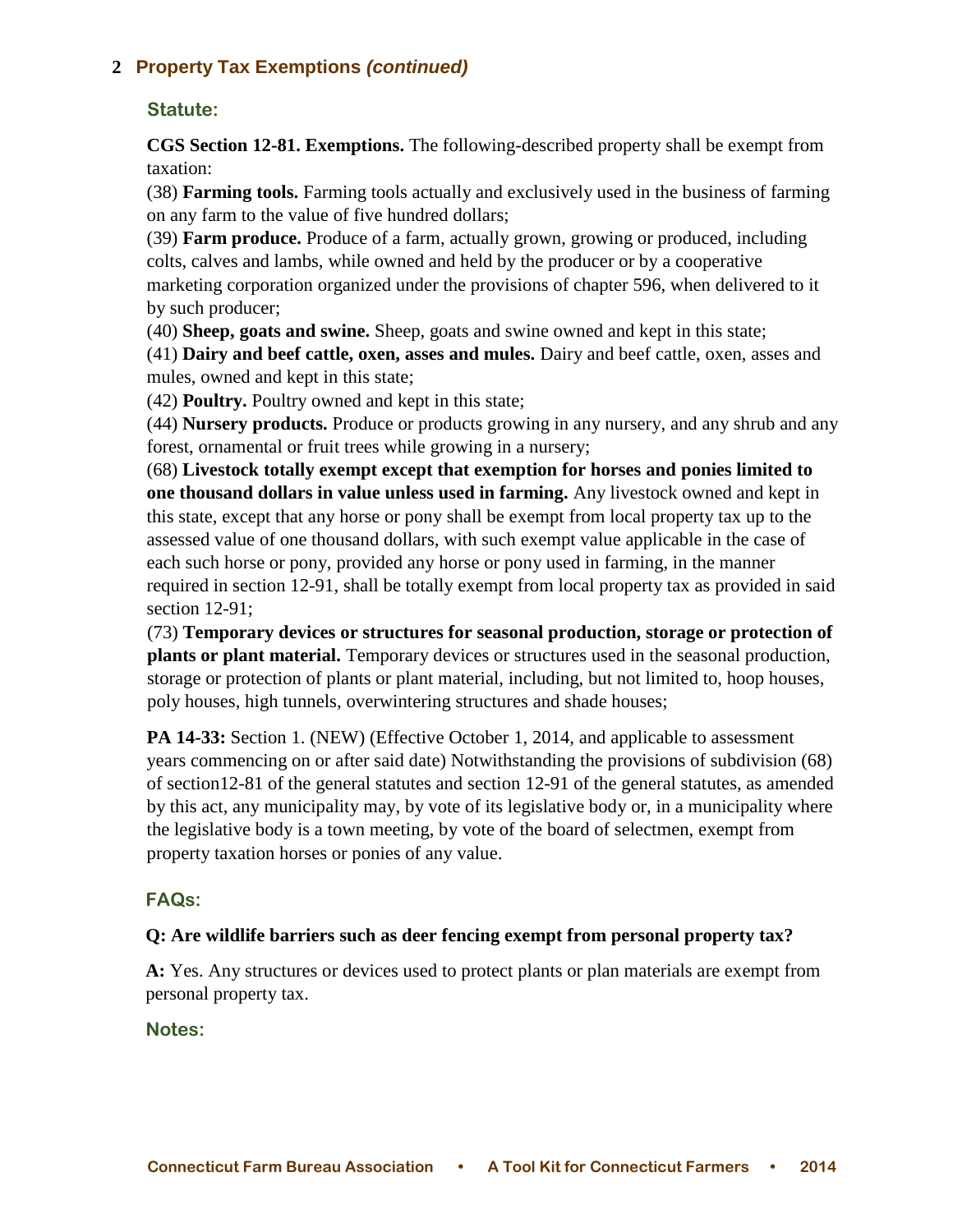## 2 Property Tax Exemptions *(continued)*

### Statute:

**CGS Section 12-81. Exemptions.** The following-described property shall be exempt from taxation:

(38) **Farming tools.** Farming tools actually and exclusively used in the business of farming on any farm to the value of five hundred dollars;

(39) **Farm produce.** Produce of a farm, actually grown, growing or produced, including colts, calves and lambs, while owned and held by the producer or by a cooperative marketing corporation organized under the provisions of chapter 596, when delivered to it by such producer;

(40) **Sheep, goats and swine.** Sheep, goats and swine owned and kept in this state;

(41) **Dairy and beef cattle, oxen, asses and mules.** Dairy and beef cattle, oxen, asses and mules, owned and kept in this state;

(42) **Poultry.** Poultry owned and kept in this state;

(44) **Nursery products.** Produce or products growing in any nursery, and any shrub and any forest, ornamental or fruit trees while growing in a nursery;

(68) **Livestock totally exempt except that exemption for horses and ponies limited to one thousand dollars in value unless used in farming.** Any livestock owned and kept in this state, except that any horse or pony shall be exempt from local property tax up to the assessed value of one thousand dollars, with such exempt value applicable in the case of each such horse or pony, provided any horse or pony used in farming, in the manner required in section 12-91, shall be totally exempt from local property tax as provided in said section 12-91;

(73) **Temporary devices or structures for seasonal production, storage or protection of plants or plant material.** Temporary devices or structures used in the seasonal production, storage or protection of plants or plant material, including, but not limited to, hoop houses, poly houses, high tunnels, overwintering structures and shade houses;

**PA 14-33:** Section 1. (NEW) (Effective October 1, 2014, and applicable to assessment years commencing on or after said date) Notwithstanding the provisions of subdivision (68) of section12-81 of the general statutes and section 12-91 of the general statutes, as amended by this act, any municipality may, by vote of its legislative body or, in a municipality where the legislative body is a town meeting, by vote of the board of selectmen, exempt from property taxation horses or ponies of any value.

### FAQs:

**Q: Are wildlife barriers such as deer fencing exempt from personal property tax?**

**A:** Yes. Any structures or devices used to protect plants or plan materials are exempt from personal property tax.

### Notes: